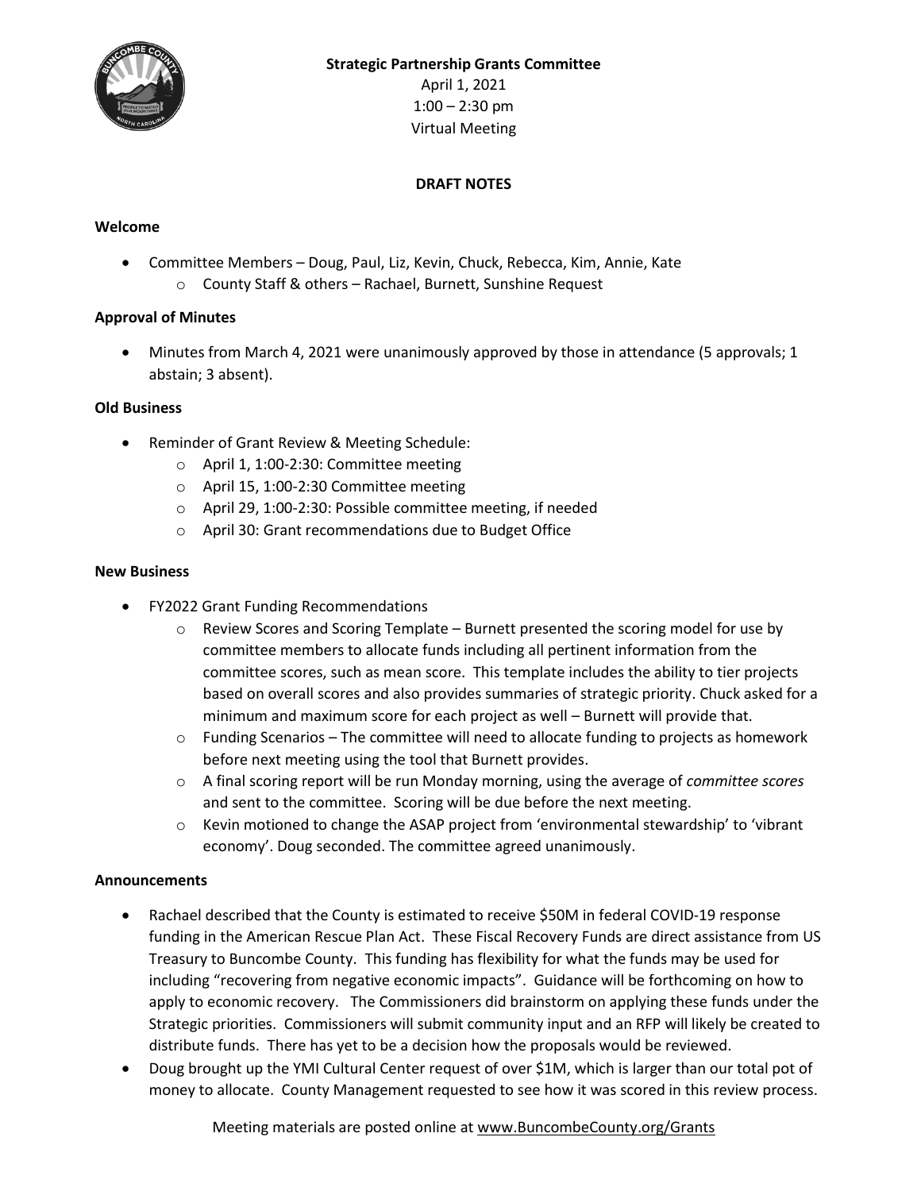**Strategic Partnership Grants Committee**

April 1, 2021

1:00 – 2:30 pm

Virtual Meeting

**DRAFT NOTES**

**Welcome**

- Committee Members – Doug, Paul, Liz, Kevin, Chuck, Rebecca, Kim, Annie, Kate
    - County Staff & others – Rachael, Burnett, Sunshine Request

**Approval of Minutes**

- Minutes from March 4, 2021 were unanimously approved by those in attendance (5 approvals; 1 abstain; 3 absent).

**Old Business**

- Reminder of Grant Review & Meeting Schedule:
    - April 1, 1:00-2:30: Committee meeting
    - April 15, 1:00-2:30 Committee meeting
    - April 29, 1:00-2:30: Possible committee meeting, if needed
    - April 30: Grant recommendations due to Budget Office

**New Business**

- FY2022 Grant Funding Recommendations
    - Review Scores and Scoring Template – Burnett presented the scoring model for use by committee members to allocate funds including all pertinent information from the committee scores, such as mean score. This template includes the ability to tier projects based on overall scores and also provides summaries of strategic priority. Chuck asked for a minimum and maximum score for each project as well – Burnett will provide that.
    - Funding Scenarios – The committee will need to allocate funding to projects as homework before next meeting using the tool that Burnett provides.
    - A final scoring report will be run Monday morning, using the average of *committee scores* and sent to the committee. Scoring will be due before the next meeting.
    - Kevin motioned to change the ASAP project from 'environmental stewardship' to 'vibrant economy'. Doug seconded. The committee agreed unanimously.

**Announcements**

- Rachael described that the County is estimated to receive $50M in federal COVID-19 response funding in the American Rescue Plan Act. These Fiscal Recovery Funds are direct assistance from US Treasury to Buncombe County. This funding has flexibility for what the funds may be used for including "recovering from negative economic impacts". Guidance will be forthcoming on how to apply to economic recovery. The Commissioners did brainstorm on applying these funds under the Strategic priorities. Commissioners will submit community input and an RFP will likely be created to distribute funds. There has yet to be a decision how the proposals would be reviewed.
- Doug brought up the YMI Cultural Center request of over $1M, which is larger than our total pot of money to allocate. County Management requested to see how it was scored in this review process.

Meeting materials are posted online at www.BuncombeCounty.org/Grants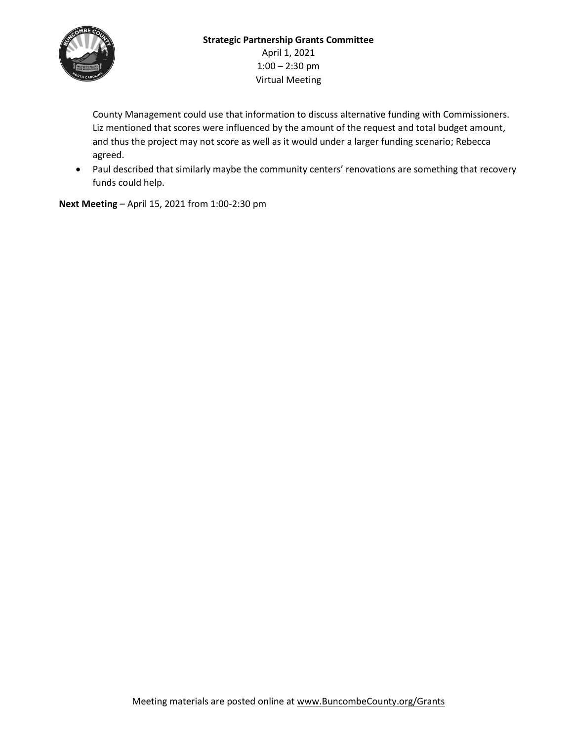County Management could use that information to discuss alternative funding with Commissioners. Liz mentioned that scores were influenced by the amount of the request and total budget amount, and thus the project may not score as well as it would under a larger funding scenario; Rebecca agreed.

- Paul described that similarly maybe the community centers' renovations are something that recovery funds could help.

**Next Meeting** – April 15, 2021 from 1:00-2:30 pm